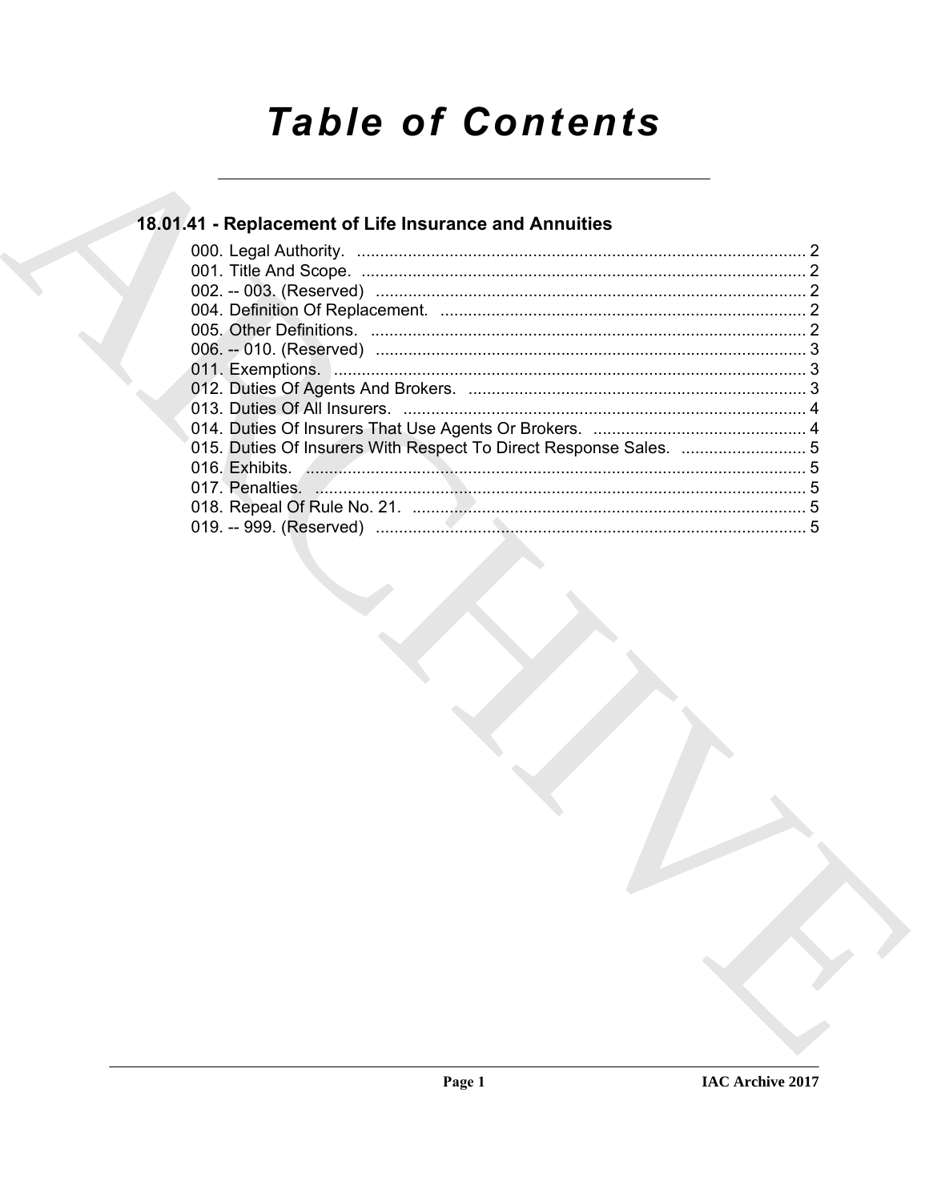# Table of Contents

## 18.01.41 - Replacement of Life Insurance and Annuities

000. Legal Authority. ........................................................................................ 2
001. Title And Scope. ........................................................................................ 2
002. -- 003. (Reserved) ........................................................................................ 2
004. Definition Of Replacement. ........................................................................................ 2
005. Other Definitions. ........................................................................................ 2
006. -- 010. (Reserved) ........................................................................................ 3
011. Exemptions. ........................................................................................ 3
012. Duties Of Agents And Brokers. ........................................................................................ 3
013. Duties Of All Insurers. ........................................................................................ 4
014. Duties Of Insurers That Use Agents Or Brokers. ........................................................................................ 4
015. Duties Of Insurers With Respect To Direct Response Sales. ........................................................................................ 5
016. Exhibits. ........................................................................................ 5
017. Penalties. ........................................................................................ 5
018. Repeal Of Rule No. 21. ........................................................................................ 5
019. -- 999. (Reserved) ........................................................................................ 5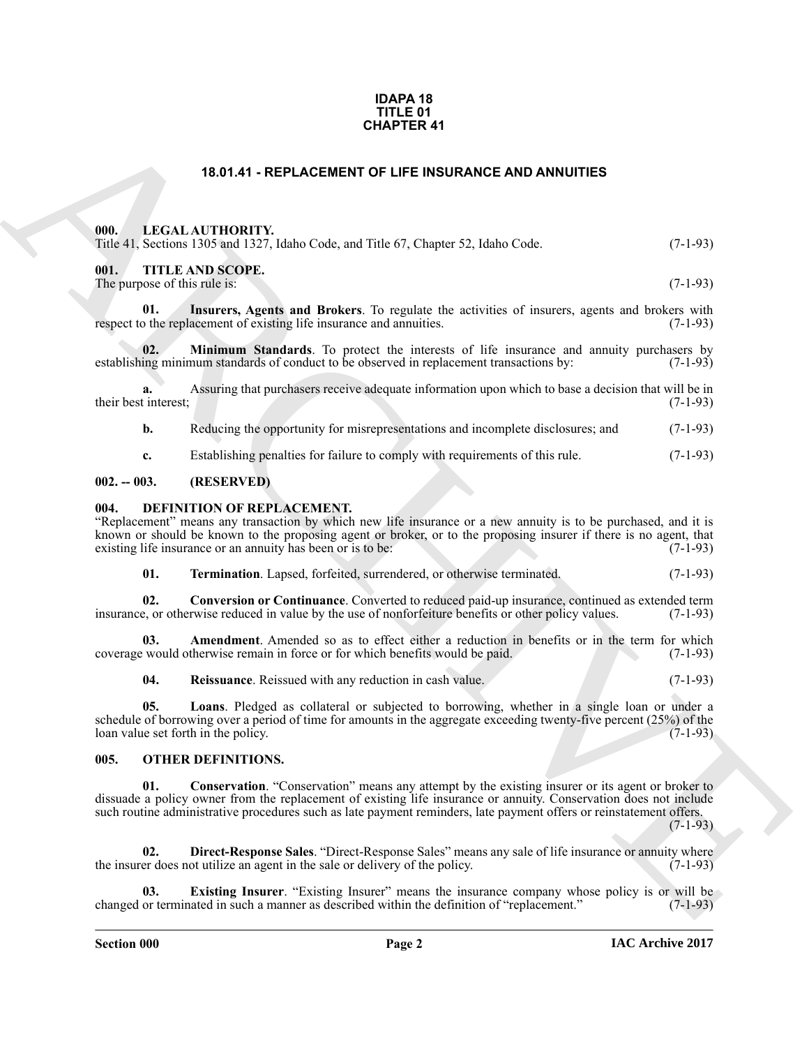**IDAPA 18**
**TITLE 01**
**CHAPTER 41**

# 18.01.41 - REPLACEMENT OF LIFE INSURANCE AND ANNUITIES

## 000. LEGAL AUTHORITY.

Title 41, Sections 1305 and 1327, Idaho Code, and Title 67, Chapter 52, Idaho Code. (7-1-93)

## 001. TITLE AND SCOPE.

The purpose of this rule is: (7-1-93)

**01. Insurers, Agents and Brokers**. To regulate the activities of insurers, agents and brokers with respect to the replacement of existing life insurance and annuities. (7-1-93)

**02. Minimum Standards**. To protect the interests of life insurance and annuity purchasers by establishing minimum standards of conduct to be observed in replacement transactions by: (7-1-93)

**a.** Assuring that purchasers receive adequate information upon which to base a decision that will be in their best interest; (7-1-93)

**b.** Reducing the opportunity for misrepresentations and incomplete disclosures; and (7-1-93)

**c.** Establishing penalties for failure to comply with requirements of this rule. (7-1-93)

## 002. -- 003. (RESERVED)

## 004. DEFINITION OF REPLACEMENT.

"Replacement" means any transaction by which new life insurance or a new annuity is to be purchased, and it is known or should be known to the proposing agent or broker, or to the proposing insurer if there is no agent, that existing life insurance or an annuity has been or is to be: (7-1-93)

**01. Termination**. Lapsed, forfeited, surrendered, or otherwise terminated. (7-1-93)

**02. Conversion or Continuance**. Converted to reduced paid-up insurance, continued as extended term insurance, or otherwise reduced in value by the use of nonforfeiture benefits or other policy values. (7-1-93)

**03. Amendment**. Amended so as to effect either a reduction in benefits or in the term for which coverage would otherwise remain in force or for which benefits would be paid. (7-1-93)

**04. Reissuance**. Reissued with any reduction in cash value. (7-1-93)

**05. Loans**. Pledged as collateral or subjected to borrowing, whether in a single loan or under a schedule of borrowing over a period of time for amounts in the aggregate exceeding twenty-five percent (25%) of the loan value set forth in the policy. (7-1-93)

## 005. OTHER DEFINITIONS.

**01. Conservation**. "Conservation" means any attempt by the existing insurer or its agent or broker to dissuade a policy owner from the replacement of existing life insurance or annuity. Conservation does not include such routine administrative procedures such as late payment reminders, late payment offers or reinstatement offers. (7-1-93)

**02. Direct-Response Sales**. "Direct-Response Sales" means any sale of life insurance or annuity where the insurer does not utilize an agent in the sale or delivery of the policy. (7-1-93)

**03. Existing Insurer**. "Existing Insurer" means the insurance company whose policy is or will be changed or terminated in such a manner as described within the definition of "replacement." (7-1-93)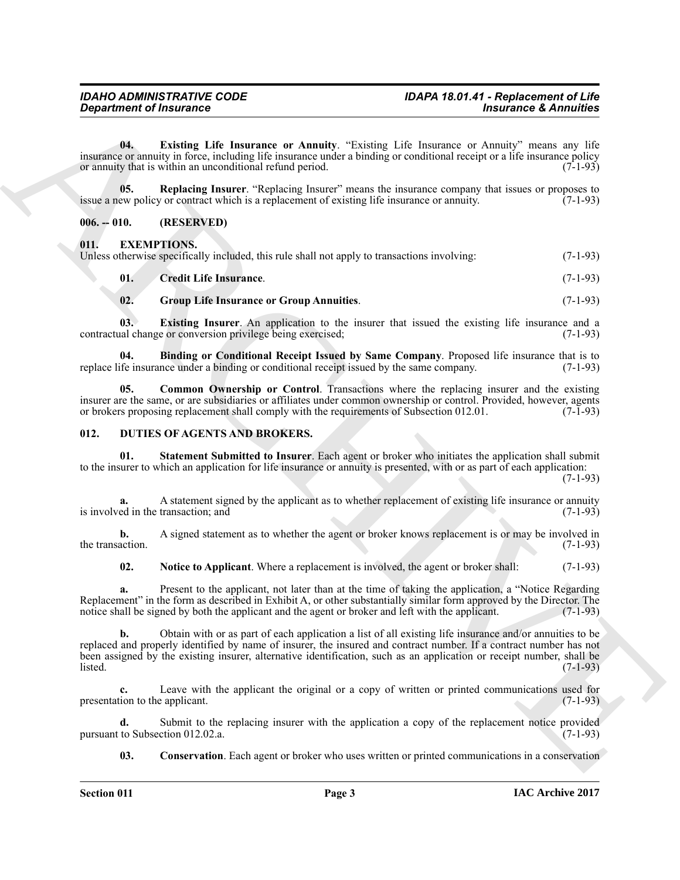**04. Existing Life Insurance or Annuity**. "Existing Life Insurance or Annuity" means any life insurance or annuity in force, including life insurance under a binding or conditional receipt or a life insurance policy or annuity that is within an unconditional refund period. (7-1-93)

**05. Replacing Insurer**. "Replacing Insurer" means the insurance company that issues or proposes to issue a new policy or contract which is a replacement of existing life insurance or annuity. (7-1-93)

## 006. -- 010. (RESERVED)

## 011. EXEMPTIONS.

Unless otherwise specifically included, this rule shall not apply to transactions involving: (7-1-93)

**01. Credit Life Insurance**. (7-1-93)

**02. Group Life Insurance or Group Annuities**. (7-1-93)

**03. Existing Insurer**. An application to the insurer that issued the existing life insurance and a contractual change or conversion privilege being exercised; (7-1-93)

**04. Binding or Conditional Receipt Issued by Same Company**. Proposed life insurance that is to replace life insurance under a binding or conditional receipt issued by the same company. (7-1-93)

**05. Common Ownership or Control**. Transactions where the replacing insurer and the existing insurer are the same, or are subsidiaries or affiliates under common ownership or control. Provided, however, agents or brokers proposing replacement shall comply with the requirements of Subsection 012.01. (7-1-93)

## 012. DUTIES OF AGENTS AND BROKERS.

**01. Statement Submitted to Insurer**. Each agent or broker who initiates the application shall submit to the insurer to which an application for life insurance or annuity is presented, with or as part of each application: (7-1-93)

**a.** A statement signed by the applicant as to whether replacement of existing life insurance or annuity is involved in the transaction; and (7-1-93)

**b.** A signed statement as to whether the agent or broker knows replacement is or may be involved in the transaction. (7-1-93)

**02. Notice to Applicant**. Where a replacement is involved, the agent or broker shall: (7-1-93)

**a.** Present to the applicant, not later than at the time of taking the application, a "Notice Regarding Replacement" in the form as described in Exhibit A, or other substantially similar form approved by the Director. The notice shall be signed by both the applicant and the agent or broker and left with the applicant. (7-1-93)

**b.** Obtain with or as part of each application a list of all existing life insurance and/or annuities to be replaced and properly identified by name of insurer, the insured and contract number. If a contract number has not been assigned by the existing insurer, alternative identification, such as an application or receipt number, shall be listed. (7-1-93)

**c.** Leave with the applicant the original or a copy of written or printed communications used for presentation to the applicant. (7-1-93)

**d.** Submit to the replacing insurer with the application a copy of the replacement notice provided pursuant to Subsection 012.02.a. (7-1-93)

**03. Conservation**. Each agent or broker who uses written or printed communications in a conservation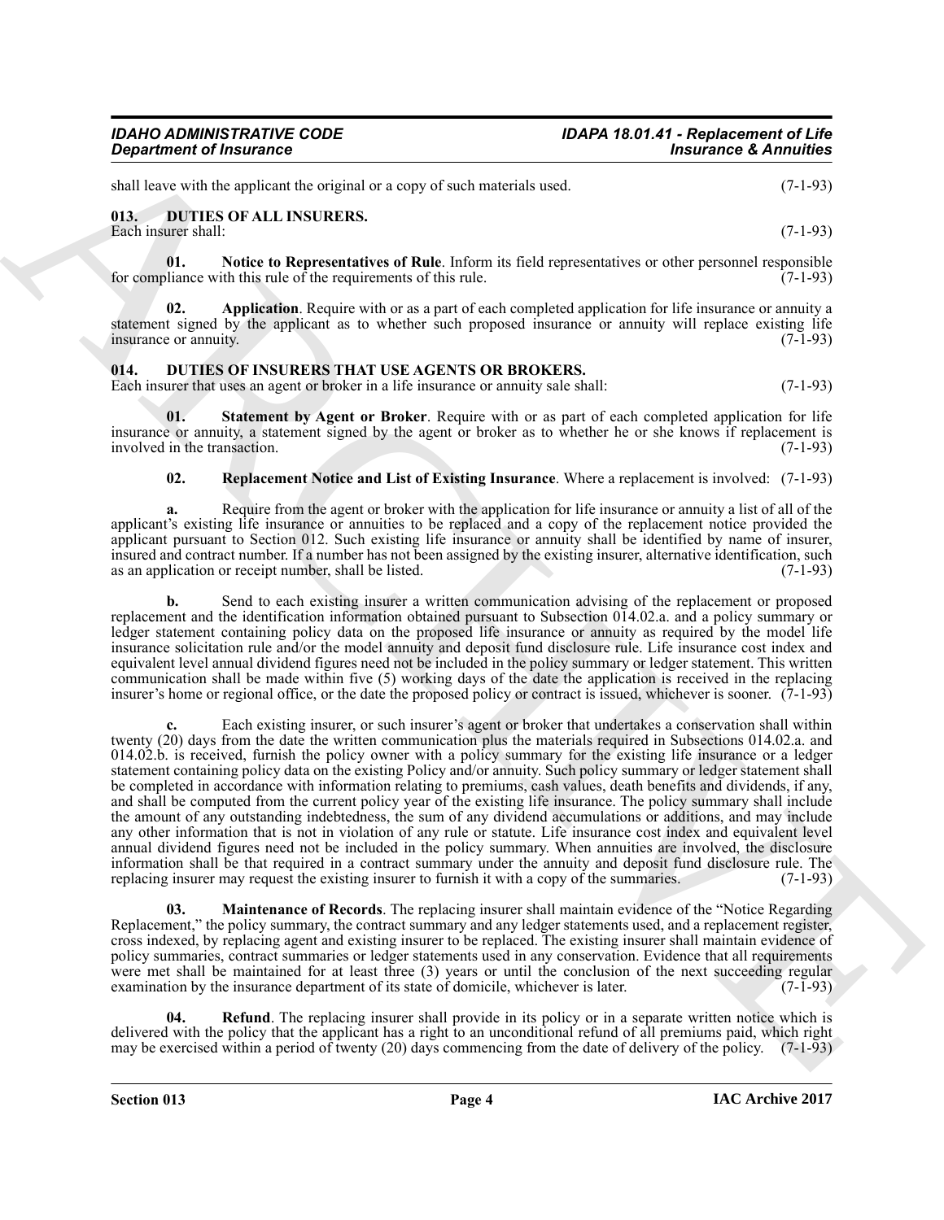shall leave with the applicant the original or a copy of such materials used. (7-1-93)

## 013. DUTIES OF ALL INSURERS.

Each insurer shall: (7-1-93)

**01. Notice to Representatives of Rule**. Inform its field representatives or other personnel responsible for compliance with this rule of the requirements of this rule. (7-1-93)

**02. Application**. Require with or as a part of each completed application for life insurance or annuity a statement signed by the applicant as to whether such proposed insurance or annuity will replace existing life insurance or annuity. (7-1-93)

## 014. DUTIES OF INSURERS THAT USE AGENTS OR BROKERS.

Each insurer that uses an agent or broker in a life insurance or annuity sale shall: (7-1-93)

**01. Statement by Agent or Broker**. Require with or as part of each completed application for life insurance or annuity, a statement signed by the agent or broker as to whether he or she knows if replacement is involved in the transaction. (7-1-93)

**02. Replacement Notice and List of Existing Insurance**. Where a replacement is involved: (7-1-93)

**a.** Require from the agent or broker with the application for life insurance or annuity a list of all of the applicant's existing life insurance or annuities to be replaced and a copy of the replacement notice provided the applicant pursuant to Section 012. Such existing life insurance or annuity shall be identified by name of insurer, insured and contract number. If a number has not been assigned by the existing insurer, alternative identification, such as an application or receipt number, shall be listed. (7-1-93)

**b.** Send to each existing insurer a written communication advising of the replacement or proposed replacement and the identification information obtained pursuant to Subsection 014.02.a. and a policy summary or ledger statement containing policy data on the proposed life insurance or annuity as required by the model life insurance solicitation rule and/or the model annuity and deposit fund disclosure rule. Life insurance cost index and equivalent level annual dividend figures need not be included in the policy summary or ledger statement. This written communication shall be made within five (5) working days of the date the application is received in the replacing insurer's home or regional office, or the date the proposed policy or contract is issued, whichever is sooner. (7-1-93)

**c.** Each existing insurer, or such insurer's agent or broker that undertakes a conservation shall within twenty (20) days from the date the written communication plus the materials required in Subsections 014.02.a. and 014.02.b. is received, furnish the policy owner with a policy summary for the existing life insurance or a ledger statement containing policy data on the existing Policy and/or annuity. Such policy summary or ledger statement shall be completed in accordance with information relating to premiums, cash values, death benefits and dividends, if any, and shall be computed from the current policy year of the existing life insurance. The policy summary shall include the amount of any outstanding indebtedness, the sum of any dividend accumulations or additions, and may include any other information that is not in violation of any rule or statute. Life insurance cost index and equivalent level annual dividend figures need not be included in the policy summary. When annuities are involved, the disclosure information shall be that required in a contract summary under the annuity and deposit fund disclosure rule. The replacing insurer may request the existing insurer to furnish it with a copy of the summaries. (7-1-93)

**03. Maintenance of Records**. The replacing insurer shall maintain evidence of the "Notice Regarding Replacement," the policy summary, the contract summary and any ledger statements used, and a replacement register, cross indexed, by replacing agent and existing insurer to be replaced. The existing insurer shall maintain evidence of policy summaries, contract summaries or ledger statements used in any conservation. Evidence that all requirements were met shall be maintained for at least three (3) years or until the conclusion of the next succeeding regular examination by the insurance department of its state of domicile, whichever is later. (7-1-93)

**04. Refund**. The replacing insurer shall provide in its policy or in a separate written notice which is delivered with the policy that the applicant has a right to an unconditional refund of all premiums paid, which right may be exercised within a period of twenty (20) days commencing from the date of delivery of the policy. (7-1-93)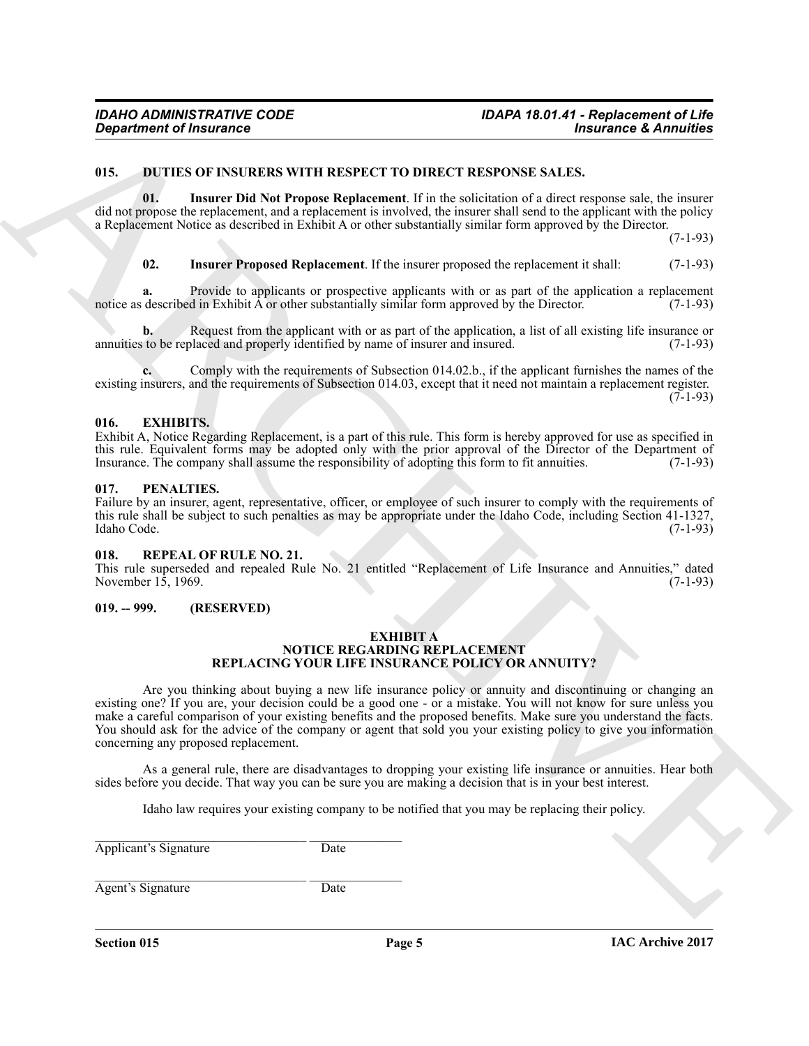## 015. DUTIES OF INSURERS WITH RESPECT TO DIRECT RESPONSE SALES.

**01. Insurer Did Not Propose Replacement**. If in the solicitation of a direct response sale, the insurer did not propose the replacement, and a replacement is involved, the insurer shall send to the applicant with the policy a Replacement Notice as described in Exhibit A or other substantially similar form approved by the Director. (7-1-93)

**02. Insurer Proposed Replacement**. If the insurer proposed the replacement it shall: (7-1-93)

**a.** Provide to applicants or prospective applicants with or as part of the application a replacement notice as described in Exhibit A or other substantially similar form approved by the Director. (7-1-93)

**b.** Request from the applicant with or as part of the application, a list of all existing life insurance or annuities to be replaced and properly identified by name of insurer and insured. (7-1-93)

**c.** Comply with the requirements of Subsection 014.02.b., if the applicant furnishes the names of the existing insurers, and the requirements of Subsection 014.03, except that it need not maintain a replacement register. (7-1-93)

## 016. EXHIBITS.

Exhibit A, Notice Regarding Replacement, is a part of this rule. This form is hereby approved for use as specified in this rule. Equivalent forms may be adopted only with the prior approval of the Director of the Department of Insurance. The company shall assume the responsibility of adopting this form to fit annuities. (7-1-93)

## 017. PENALTIES.

Failure by an insurer, agent, representative, officer, or employee of such insurer to comply with the requirements of this rule shall be subject to such penalties as may be appropriate under the Idaho Code, including Section 41-1327, Idaho Code. (7-1-93)

## 018. REPEAL OF RULE NO. 21.

This rule superseded and repealed Rule No. 21 entitled "Replacement of Life Insurance and Annuities," dated November 15, 1969. (7-1-93)

## 019. -- 999. (RESERVED)

### EXHIBIT A
### NOTICE REGARDING REPLACEMENT
### REPLACING YOUR LIFE INSURANCE POLICY OR ANNUITY?

Are you thinking about buying a new life insurance policy or annuity and discontinuing or changing an existing one? If you are, your decision could be a good one - or a mistake. You will not know for sure unless you make a careful comparison of your existing benefits and the proposed benefits. Make sure you understand the facts. You should ask for the advice of the company or agent that sold you your existing policy to give you information concerning any proposed replacement.

As a general rule, there are disadvantages to dropping your existing life insurance or annuities. Hear both sides before you decide. That way you can be sure you are making a decision that is in your best interest.

Idaho law requires your existing company to be notified that you may be replacing their policy.

\_\_\_\_\_\_\_\_\_\_\_\_\_\_\_\_\_\_\_\_\_\_\_\_\_\_\_\_\_\_ \_\_\_\_\_\_\_\_\_\_\_\_\_\_
Applicant's Signature Date

\_\_\_\_\_\_\_\_\_\_\_\_\_\_\_\_\_\_\_\_\_\_\_\_\_\_\_\_\_\_ \_\_\_\_\_\_\_\_\_\_\_\_\_\_
Agent's Signature Date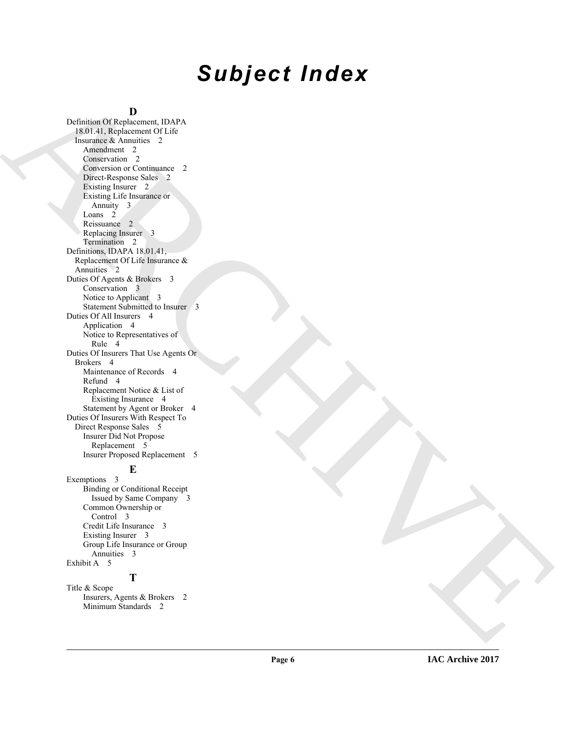# Subject Index

## D

Definition Of Replacement, IDAPA 18.01.41, Replacement Of Life Insurance & Annuities 2
- Amendment 2
- Conservation 2
- Conversion or Continuance 2
- Direct-Response Sales 2
- Existing Insurer 2
- Existing Life Insurance or Annuity 3
- Loans 2
- Reissuance 2
- Replacing Insurer 3
- Termination 2

Definitions, IDAPA 18.01.41, Replacement Of Life Insurance & Annuities 2

Duties Of Agents & Brokers 3
- Conservation 3
- Notice to Applicant 3
- Statement Submitted to Insurer 3

Duties Of All Insurers 4
- Application 4
- Notice to Representatives of Rule 4

Duties Of Insurers That Use Agents Or Brokers 4
- Maintenance of Records 4
- Refund 4
- Replacement Notice & List of Existing Insurance 4
- Statement by Agent or Broker 4

Duties Of Insurers With Respect To Direct Response Sales 5
- Insurer Did Not Propose Replacement 5
- Insurer Proposed Replacement 5

## E

Exemptions 3
- Binding or Conditional Receipt Issued by Same Company 3
- Common Ownership or Control 3
- Credit Life Insurance 3
- Existing Insurer 3
- Group Life Insurance or Group Annuities 3

Exhibit A 5

## T

Title & Scope
- Insurers, Agents & Brokers 2
- Minimum Standards 2